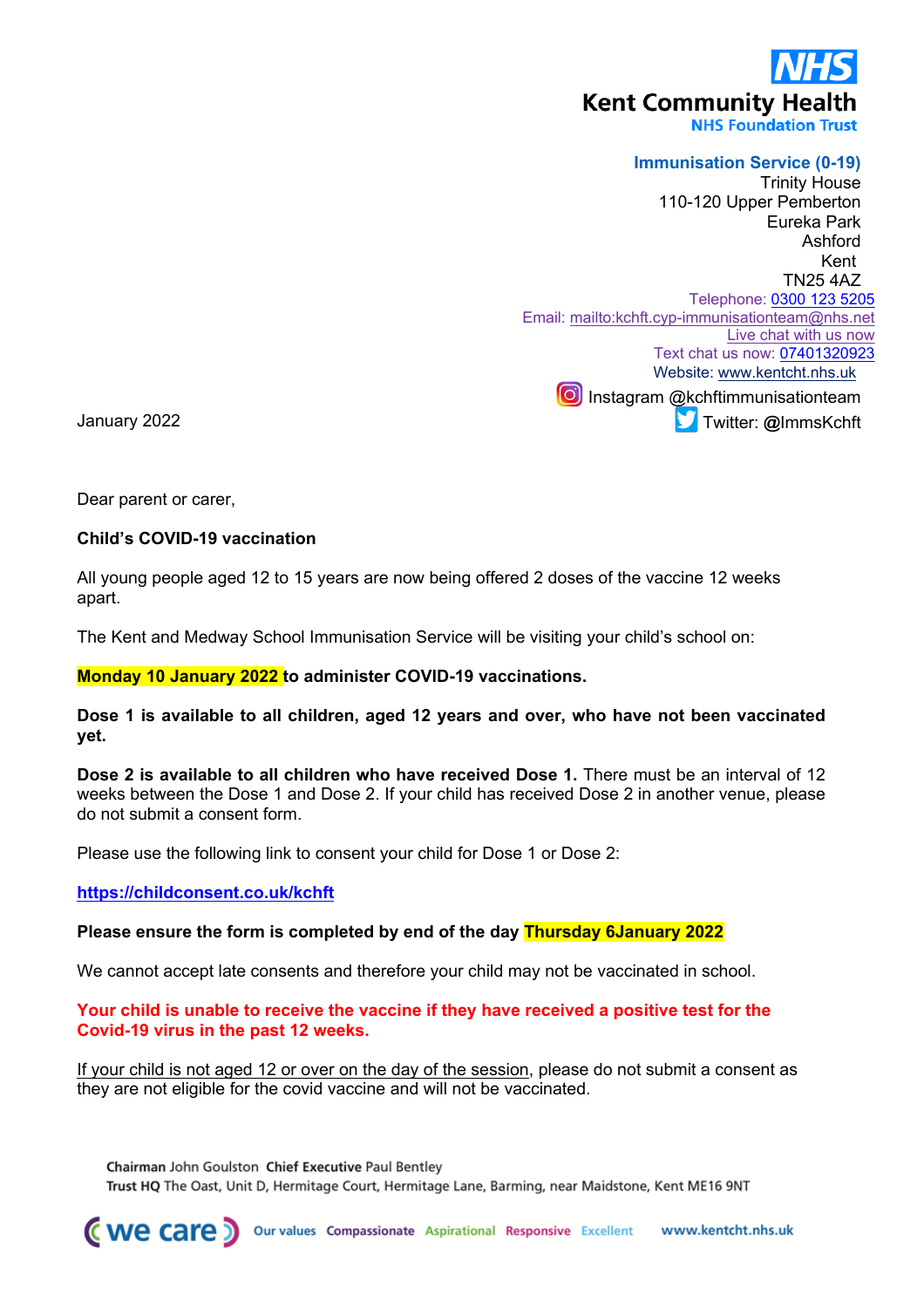NHS
Kent Community Health
NHS Foundation Trust

**Immunisation Service (0-19)**
Trinity House
110-120 Upper Pemberton
Eureka Park
Ashford
Kent
TN25 4AZ
Telephone: 0300 123 5205
Email: mailto:kchft.cyp-immunisationteam@nhs.net
Live chat with us now
Text chat us now: 07401320923
Website: www.kentcht.nhs.uk
Instagram @kchftimmunisationteam
Twitter: @ImmsKchft

January 2022

Dear parent or carer,

**Child's COVID-19 vaccination**

All young people aged 12 to 15 years are now being offered 2 doses of the vaccine 12 weeks apart.

The Kent and Medway School Immunisation Service will be visiting your child's school on:

**Monday 10 January 2022 to administer COVID-19 vaccinations.**

**Dose 1 is available to all children, aged 12 years and over, who have not been vaccinated yet.**

**Dose 2 is available to all children who have received Dose 1.** There must be an interval of 12 weeks between the Dose 1 and Dose 2. If your child has received Dose 2 in another venue, please do not submit a consent form.

Please use the following link to consent your child for Dose 1 or Dose 2:

**https://childconsent.co.uk/kchft**

**Please ensure the form is completed by end of the day Thursday 6January 2022**

We cannot accept late consents and therefore your child may not be vaccinated in school.

**Your child is unable to receive the vaccine if they have received a positive test for the Covid-19 virus in the past 12 weeks.**

If your child is not aged 12 or over on the day of the session, please do not submit a consent as they are not eligible for the covid vaccine and will not be vaccinated.

**Chairman** John Goulston **Chief Executive** Paul Bentley
**Trust HQ** The Oast, Unit D, Hermitage Court, Hermitage Lane, Barming, near Maidstone, Kent ME16 9NT

we care — Our values: Compassionate, Aspirational, Responsive, Excellent — www.kentcht.nhs.uk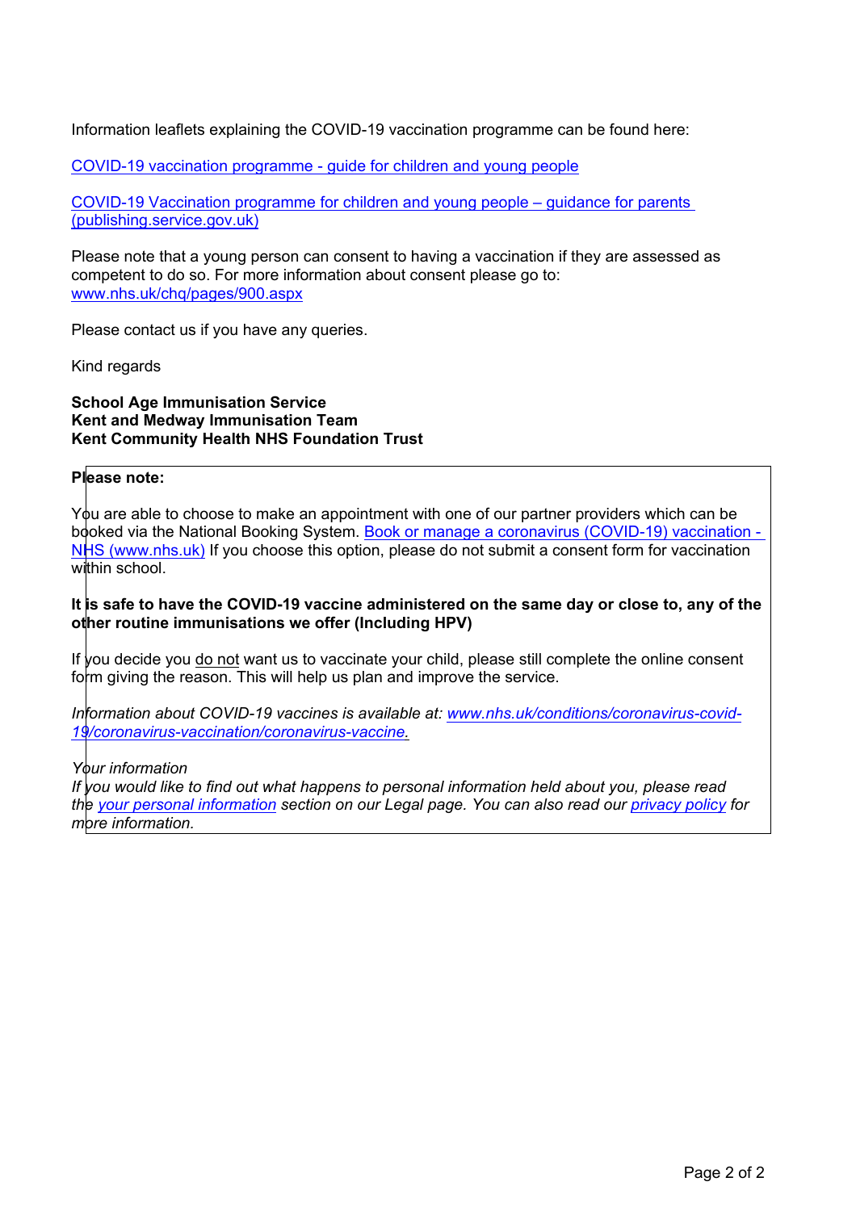Information leaflets explaining the COVID-19 vaccination programme can be found here:

[COVID-19 vaccination programme - guide for children and young people]

[COVID-19 Vaccination programme for children and young people – guidance for parents (publishing.service.gov.uk)]

Please note that a young person can consent to having a vaccination if they are assessed as competent to do so. For more information about consent please go to: www.nhs.uk/chq/pages/900.aspx

Please contact us if you have any queries.

Kind regards

**School Age Immunisation Service**
**Kent and Medway Immunisation Team**
**Kent Community Health NHS Foundation Trust**

**Please note:**

You are able to choose to make an appointment with one of our partner providers which can be booked via the National Booking System. [Book or manage a coronavirus (COVID-19) vaccination - NHS (www.nhs.uk)] If you choose this option, please do not submit a consent form for vaccination within school.

**It is safe to have the COVID-19 vaccine administered on the same day or close to, any of the other routine immunisations we offer (Including HPV)**

If you decide you do not want us to vaccinate your child, please still complete the online consent form giving the reason. This will help us plan and improve the service.

*Information about COVID-19 vaccines is available at: www.nhs.uk/conditions/coronavirus-covid-19/coronavirus-vaccination/coronavirus-vaccine.*

*Your information*
*If you would like to find out what happens to personal information held about you, please read the your personal information section on our Legal page. You can also read our privacy policy for more information.*